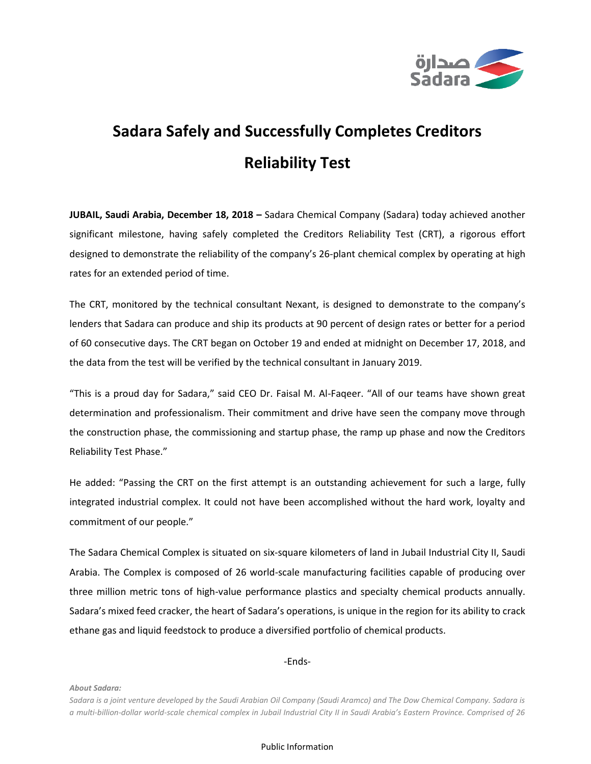# Sadara Safely and Successfully Completes Creditors Reliability Test

**JUBAIL, Saudi Arabia, December 18, 2018 –** Sadara Chemical Company (Sadara) today achieved another significant milestone, having safely completed the Creditors Reliability Test (CRT), a rigorous effort designed to demonstrate the reliability of the company's 26-plant chemical complex by operating at high rates for an extended period of time.

The CRT, monitored by the technical consultant Nexant, is designed to demonstrate to the company's lenders that Sadara can produce and ship its products at 90 percent of design rates or better for a period of 60 consecutive days. The CRT began on October 19 and ended at midnight on December 17, 2018, and the data from the test will be verified by the technical consultant in January 2019.

"This is a proud day for Sadara," said CEO Dr. Faisal M. Al-Faqeer. "All of our teams have shown great determination and professionalism. Their commitment and drive have seen the company move through the construction phase, the commissioning and startup phase, the ramp up phase and now the Creditors Reliability Test Phase."

He added: "Passing the CRT on the first attempt is an outstanding achievement for such a large, fully integrated industrial complex. It could not have been accomplished without the hard work, loyalty and commitment of our people."

The Sadara Chemical Complex is situated on six-square kilometers of land in Jubail Industrial City II, Saudi Arabia. The Complex is composed of 26 world-scale manufacturing facilities capable of producing over three million metric tons of high-value performance plastics and specialty chemical products annually. Sadara's mixed feed cracker, the heart of Sadara's operations, is unique in the region for its ability to crack ethane gas and liquid feedstock to produce a diversified portfolio of chemical products.

-Ends-

***About Sadara:***

*Sadara is a joint venture developed by the Saudi Arabian Oil Company (Saudi Aramco) and The Dow Chemical Company. Sadara is a multi-billion-dollar world-scale chemical complex in Jubail Industrial City II in Saudi Arabia's Eastern Province. Comprised of 26*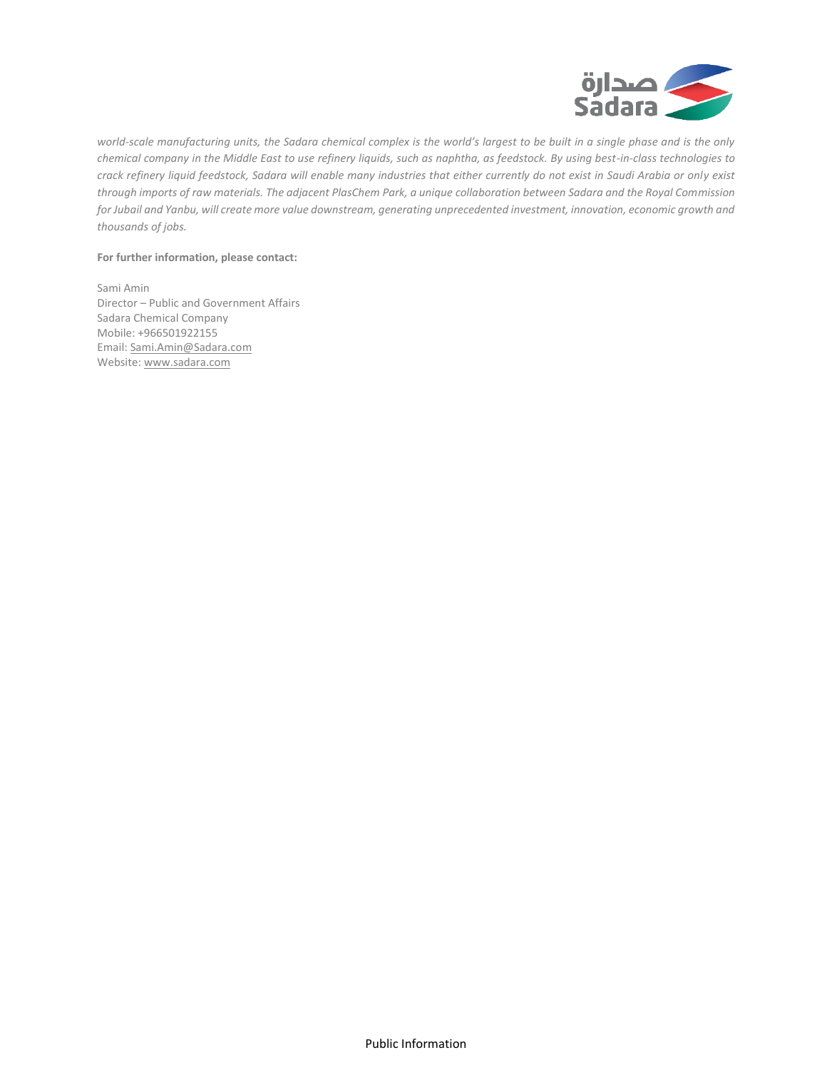*world-scale manufacturing units, the Sadara chemical complex is the world's largest to be built in a single phase and is the only chemical company in the Middle East to use refinery liquids, such as naphtha, as feedstock. By using best-in-class technologies to crack refinery liquid feedstock, Sadara will enable many industries that either currently do not exist in Saudi Arabia or only exist through imports of raw materials. The adjacent PlasChem Park, a unique collaboration between Sadara and the Royal Commission for Jubail and Yanbu, will create more value downstream, generating unprecedented investment, innovation, economic growth and thousands of jobs.*

**For further information, please contact:**

Sami Amin
Director – Public and Government Affairs
Sadara Chemical Company
Mobile: +966501922155
Email: Sami.Amin@Sadara.com
Website: www.sadara.com

Public Information